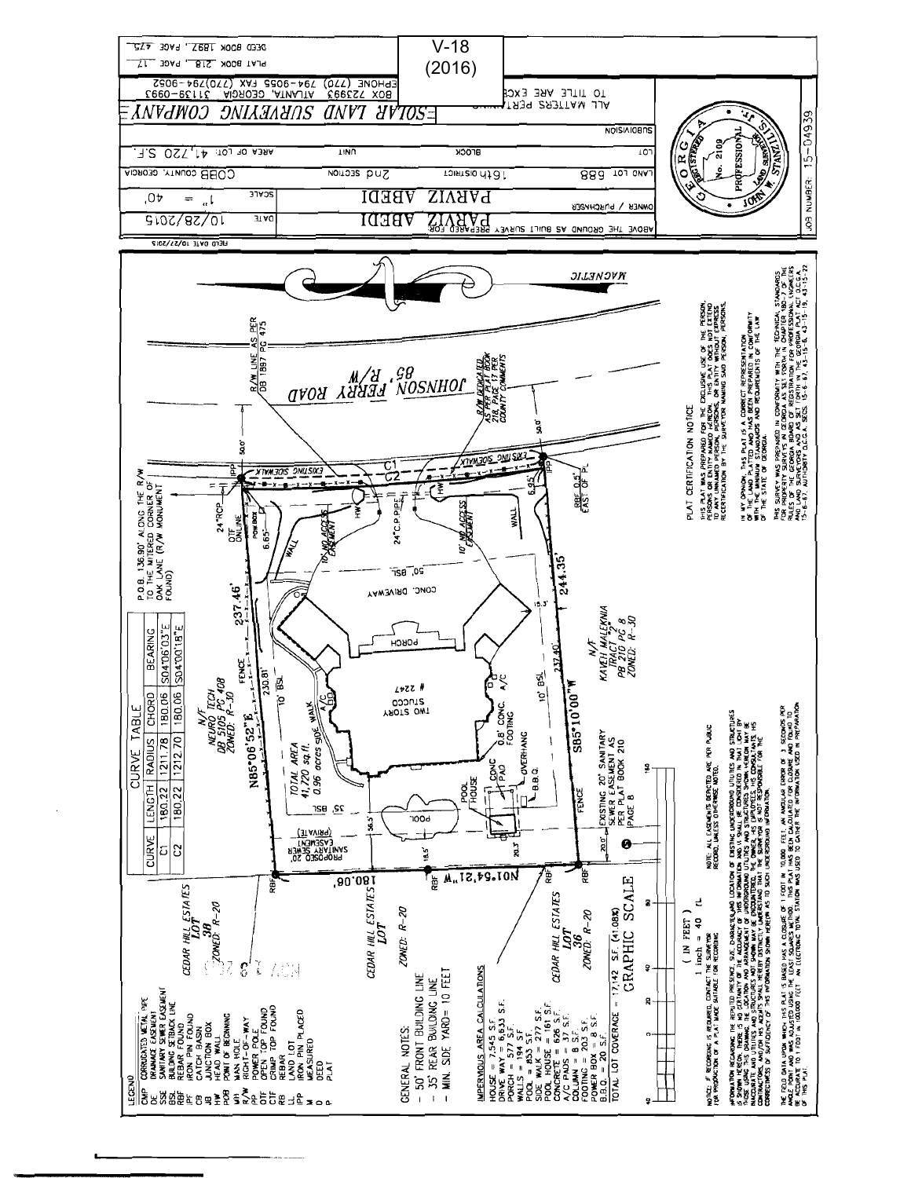V-18
(2016)

ABOVE THE GROUND AS BUILT SURVEY PREPARED FOR:

| | |
|---|---|
| OWNER / PURCHASER | PARVIZ ABEDI |
| DATE | 10/28/2015 |
| SCALE | 1" = 40' |
| LAND LOT 688 | 16th DISTRICT |
| 2nd SECTION | COBB COUNTY, GEORGIA |
| LOT | BLOCK |
| UNIT | AREA OF LOT: 41,720 S.F. |
| SUBDIVISION | |

FIELD DATE 10/27/2015

ALL MATTERS PERTAINING TO TITLE ARE EXCEPTED

SOLAR LAND SURVEYING COMPANY
BOX 723993 ATLANTA, GEORGIA 31139-0993
PHONE (770) 794-9055 FAX (770)794-9052

PLAT BOOK 218, PAGE 17
DEED BOOK 1897, PAGE 475

JOB NUMBER: 15-04939

GEORGIA REGISTERED PROFESSIONAL LAND SURVEYOR No. 2109 JOHN W. STANZILIS

MAGNETIC

JOHNSON FERRY ROAD 85' R/W

R/W LINE AS PER DB 1897 PG 475

R/W DEDICATED AS PER PLAT BOOK 218, PAGE 17 PER COUNTY COMMENTS

P.O.B. 136.90' ALONG THE R/W TO THE MITERED CORNER OF OAK LANE (R/W MONUMENT FOUND)

| CURVE | LENGTH | RADIUS | CHORD | BEARING |
|---|---|---|---|---|
| C1 | 180.22 | 1211.78 | 180.06 | S04°06'03"E |
| C2 | 180.22 | 1212.70 | 180.06 | S04°00'18"E |

N/F NEURO TECH DB 5105 PG 408 ZONED: R-30

N/F KAVEH MALEKNIA TRACT "2" PB 210 PG 8 ZONED: R-30

CEDAR HILL ESTATES LOT 38 ZONED: R-20

CEDAR HILL ESTATES LOT ZONED: R-20

CEDAR HILL ESTATES LOT 36 ZONED: R-20

TOTAL AREA 41,720 sq.ft. 0.96 acres

TWO STORY STUCCO # 2247

N85°06'52"E 237.46'
S85°10'00"W 237.40'
244.35'
N01°54'21"W 180.06'

EXISTING SIDEWALK; 24"RCP; OTF ON LINE; POW BOX; HW; WALL; 10' NO ACCESS EASEMENT; 24"C.P.PIPE; 50' BSL; CONC. DRIVEWAY; PORCH; 10' BSL; A/C; CONC. SIDE WALK; 0.8' CONC. FOOTING; OVERHANG; CONC PAD; POOL HOUSE; B.B.Q.; POOL; 35' BSL; FENCE; IPF; RBF; RBF 0.5' EAST OF PL

EXISTING 20' SANITARY SEWER EASEMENT AS PER PLAT BOOK 210 PAGE 8

PROPOSED 20' SANITARY SEWER EASEMENT (PRIVATE)

6.65'; 6.95'; 15.3'; 230.81'; 50.0'; 56.5'; 18.5'; 20.3'; 20.0'

## LEGEND

- CMP CORRUGATED METAL PIPE
- DE DRAINAGE EASEMENT
- SSE SANITARY SEWER EASEMENT
- BSL BUILDING SETBACK LINE
- RBF REBAR FOUND
- IPF IRON PIN FOUND
- CB CATCH BASIN
- JB JUNCTION BOX
- HW HEAD WALL
- POB POINT OF BEGINNING
- MH MAN HOLE
- R/W RIGHT-OF-WAY
- PP POWER POLE
- OTF OPEN TOP FOUND
- CTF CRIMP TOP FOUND
- RB REBAR
- LL LAND LOT
- IP IRON PIN PLACED
- M MEASURED
- D DEED
- P PLAT

GENERAL NOTES:
- 50' FRONT BUILDING LINE
- 35' REAR BUILDING LINE
- MIN. SIDE YARD= 10 FEET

IMPERVIOUS AREA CALCULATIONS
- HOUSE = 7,545 S.F.
- DRIVE WAY = 6,633 S.F.
- PORCH = 577 S.F.
- WALLS = 194 S.F.
- POOL = 853 S.F.
- SIDE WALK = 277 S.F.
- POOL HOUSE = 161 S.F.
- CONCRETE = 626 S.F.
- A/C PADS = 37 S.F.
- COLUMN = 8 S.F.
- FOOTING = 203 S.F.
- POWER BOX = 8 S.F.
- B.B.Q. = 20 S.F.

TOTAL LOT COVERAGE = 17,142 S.F. (41.08%)

GRAPHIC SCALE
( IN FEET )
1 inch = 40 ft.

NOTE: IF RECORDING IS REQUIRED, CONTACT THE SURVEYOR FOR PRODUCTION OF A PLAT MADE SUITABLE FOR RECORDING.

NOTE: ALL EASEMENTS DEPICTED ARE PER PUBLIC RECORD, UNLESS OTHERWISE NOTED.

INFORMATION REGARDING THE REPUTED PRESENCE, SIZE, CHARACTER, AND LOCATION OF EXISTING UNDERGROUND UTILITIES AND STRUCTURES IS SHOWN HEREON. THERE IS NO CERTAINTY OF THE ACCURACY OF THIS INFORMATION AND IT SHALL BE CONSIDERED IN THAT LIGHT BY THOSE USING THIS DRAWING. THE LOCATION AND ARRANGEMENT OF UNDERGROUND UTILITIES AND STRUCTURES SHOWN HEREON MAY BE INACCURATE AND UTILITIES AND STRUCTURES NOT SHOWN MAY BE ENCOUNTERED. THE OWNER, HIS EMPLOYEES, HIS CONSULTANTS, HIS CONTRACTORS, AND/OR HIS AGENTS SHALL HEREBY DISTINCTLY UNDERSTAND THAT THE SURVEYOR IS NOT RESPONSIBLE FOR THE CORRECTNESS OR SUFFICIENCY OF THIS INFORMATION.

THE FIELD DATA UPON WHICH THIS PLAT IS BASED HAS A CLOSURE OF 1 FOOT IN 10,000 FEET, AN ANGULAR ERROR OF 3 SECONDS PER ANGLE POINT AND WAS ADJUSTED USING THE LEAST SQUARES METHOD. THIS PLAT HAS BEEN CALCULATED FOR CLOSURE AND FOUND TO BE ACCURATE TO 1 FOOT IN 100,000 FEET. AN ELECTRONIC TOTAL STATION WAS USED TO GATHER THE INFORMATION USED IN PREPARATION OF THIS PLAT.

PLAT CERTIFICATION NOTICE

THIS PLAT WAS PREPARED FOR THE EXCLUSIVE USE OF THE PERSON, PERSONS OR ENTITY NAMED HEREON. THIS PLAT DOES NOT EXTEND TO ANY UNNAMED PERSON, PERSONS, OR ENTITY WITHOUT EXPRESS RECERTIFICATION BY THE SURVEYOR NAMING SAID PERSON, PERSONS, OR ENTITY.

IN MY OPINION, THIS PLAT IS A CORRECT REPRESENTATION OF THE LAND PLATTED AND HAS BEEN PREPARED IN CONFORMITY WITH THE MINIMUM STANDARDS AND REQUIREMENTS OF THE LAW OF THE STATE OF GEORGIA.

THIS SURVEY WAS PREPARED IN CONFORMITY WITH THE TECHNICAL STANDARDS FOR PROPERTY SURVEYS IN GEORGIA AS SET FORTH IN CHAPTER 180-7 OF THE RULES OF THE GEORGIA BOARD OF REGISTRATION FOR PROFESSIONAL ENGINEERS AND LAND SURVEYORS AND AS SET FORTH IN THE GEORGIA PLAT ACT O.C.G.A. 15-6-67. AUTHORITY O.C.G.A. SECS. 15-6-67, 43-15-4, 43-15-6, 43-15-19, 43-15-22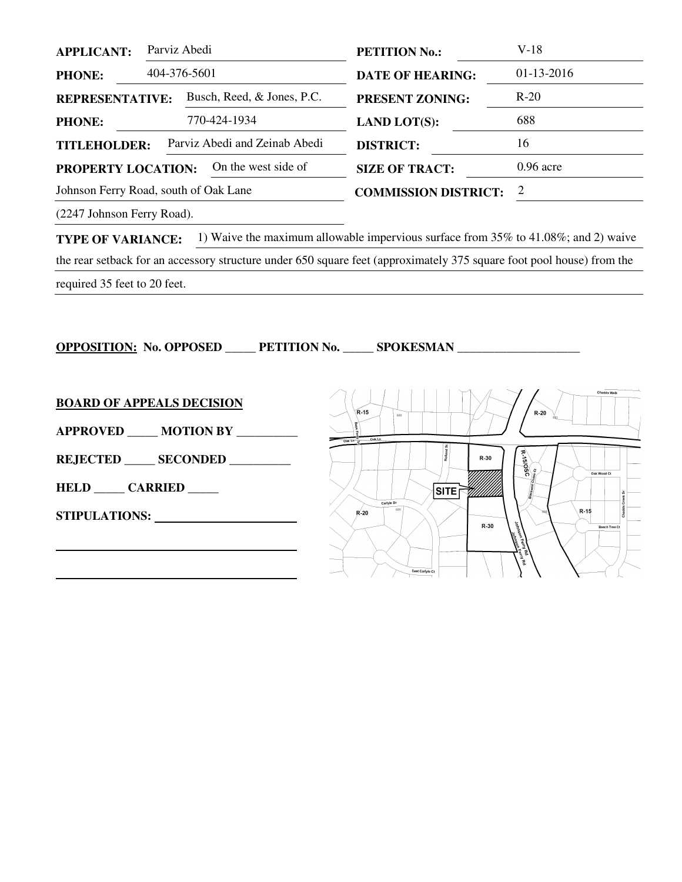**APPLICANT:** Parviz Abedi

**PHONE:** 404-376-5601

**REPRESENTATIVE:** Busch, Reed, & Jones, P.C.

**PHONE:** 770-424-1934

**TITLEHOLDER:** Parviz Abedi and Zeinab Abedi

**PROPERTY LOCATION:** On the west side of Johnson Ferry Road, south of Oak Lane (2247 Johnson Ferry Road).

**PETITION No.:** V-18

**DATE OF HEARING:** 01-13-2016

**PRESENT ZONING:** R-20

**LAND LOT(S):** 688

**DISTRICT:** 16

**SIZE OF TRACT:** 0.96 acre

**COMMISSION DISTRICT:** 2

**TYPE OF VARIANCE:** 1) Waive the maximum allowable impervious surface from 35% to 41.08%; and 2) waive the rear setback for an accessory structure under 650 square feet (approximately 375 square foot pool house) from the required 35 feet to 20 feet.

**OPPOSITION: No. OPPOSED _____ PETITION No. _____ SPOKESMAN ____________________**

**BOARD OF APPEALS DECISION**

**APPROVED _____ MOTION BY __________**

**REJECTED _____ SECONDED __________**

**HELD _____ CARRIED _____**

**STIPULATIONS:** ______________________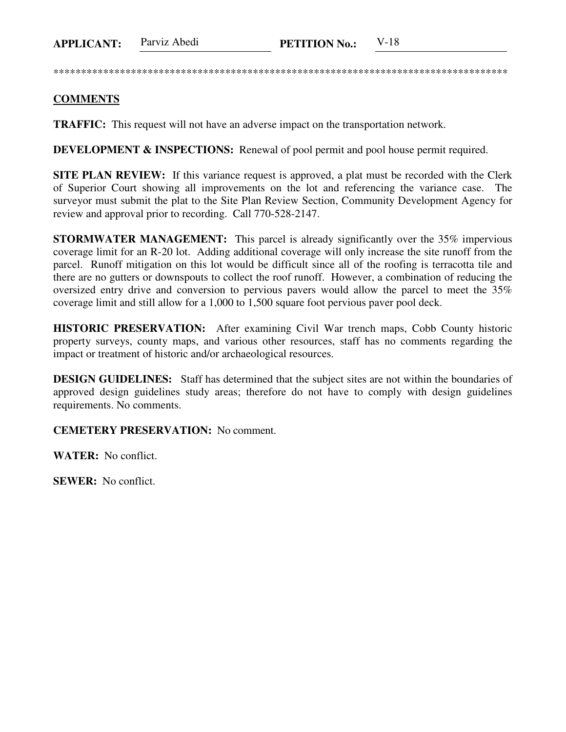**APPLICANT:** Parviz Abedi **PETITION No.:** V-18

************************************************************************************

**COMMENTS**

**TRAFFIC:** This request will not have an adverse impact on the transportation network.

**DEVELOPMENT & INSPECTIONS:** Renewal of pool permit and pool house permit required.

**SITE PLAN REVIEW:** If this variance request is approved, a plat must be recorded with the Clerk of Superior Court showing all improvements on the lot and referencing the variance case. The surveyor must submit the plat to the Site Plan Review Section, Community Development Agency for review and approval prior to recording. Call 770-528-2147.

**STORMWATER MANAGEMENT:** This parcel is already significantly over the 35% impervious coverage limit for an R-20 lot. Adding additional coverage will only increase the site runoff from the parcel. Runoff mitigation on this lot would be difficult since all of the roofing is terracotta tile and there are no gutters or downspouts to collect the roof runoff. However, a combination of reducing the oversized entry drive and conversion to pervious pavers would allow the parcel to meet the 35% coverage limit and still allow for a 1,000 to 1,500 square foot pervious paver pool deck.

**HISTORIC PRESERVATION:** After examining Civil War trench maps, Cobb County historic property surveys, county maps, and various other resources, staff has no comments regarding the impact or treatment of historic and/or archaeological resources.

**DESIGN GUIDELINES:** Staff has determined that the subject sites are not within the boundaries of approved design guidelines study areas; therefore do not have to comply with design guidelines requirements. No comments.

**CEMETERY PRESERVATION:** No comment.

**WATER:** No conflict.

**SEWER:** No conflict.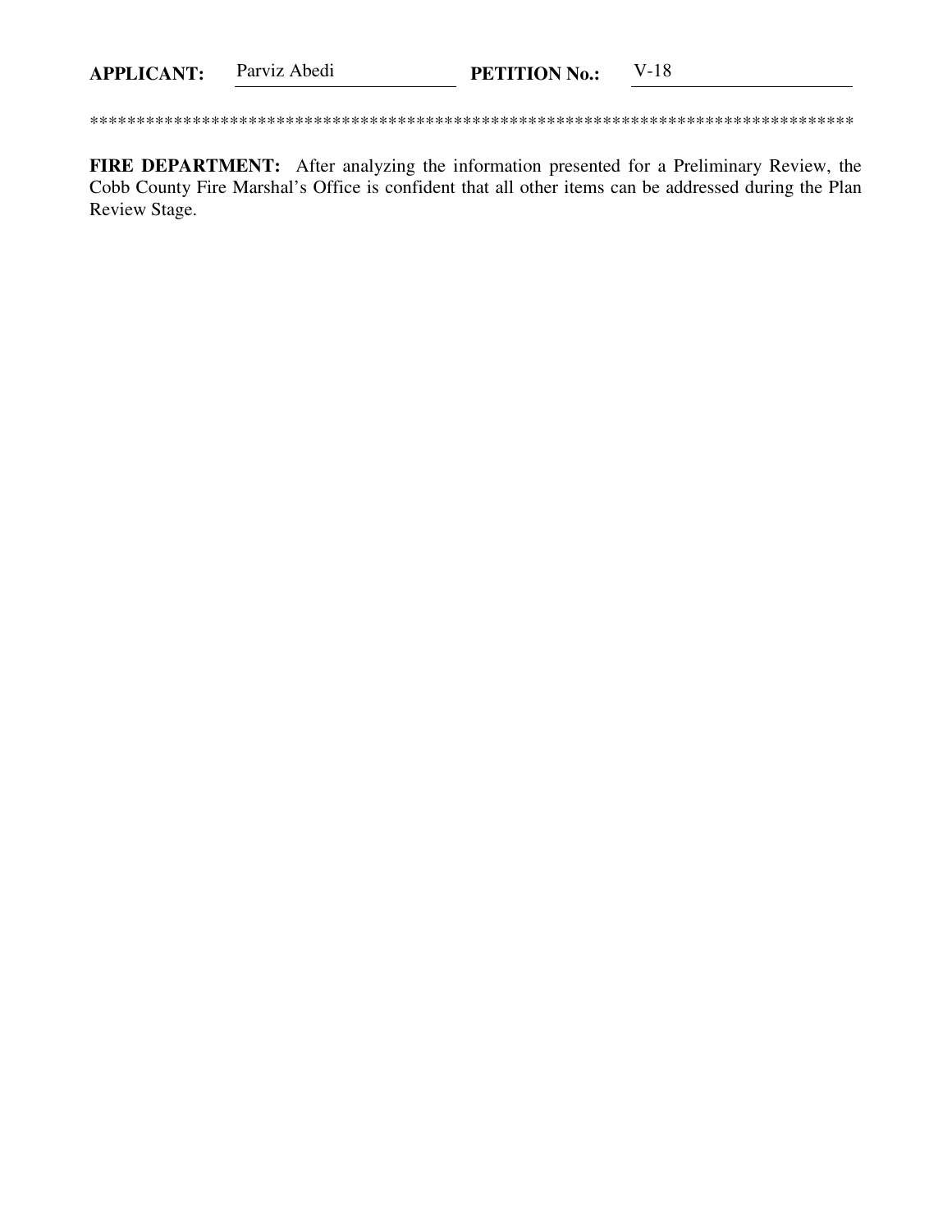**APPLICANT:** Parviz Abedi **PETITION No.:** V-18

**********************************************************************************

**FIRE DEPARTMENT:** After analyzing the information presented for a Preliminary Review, the Cobb County Fire Marshal's Office is confident that all other items can be addressed during the Plan Review Stage.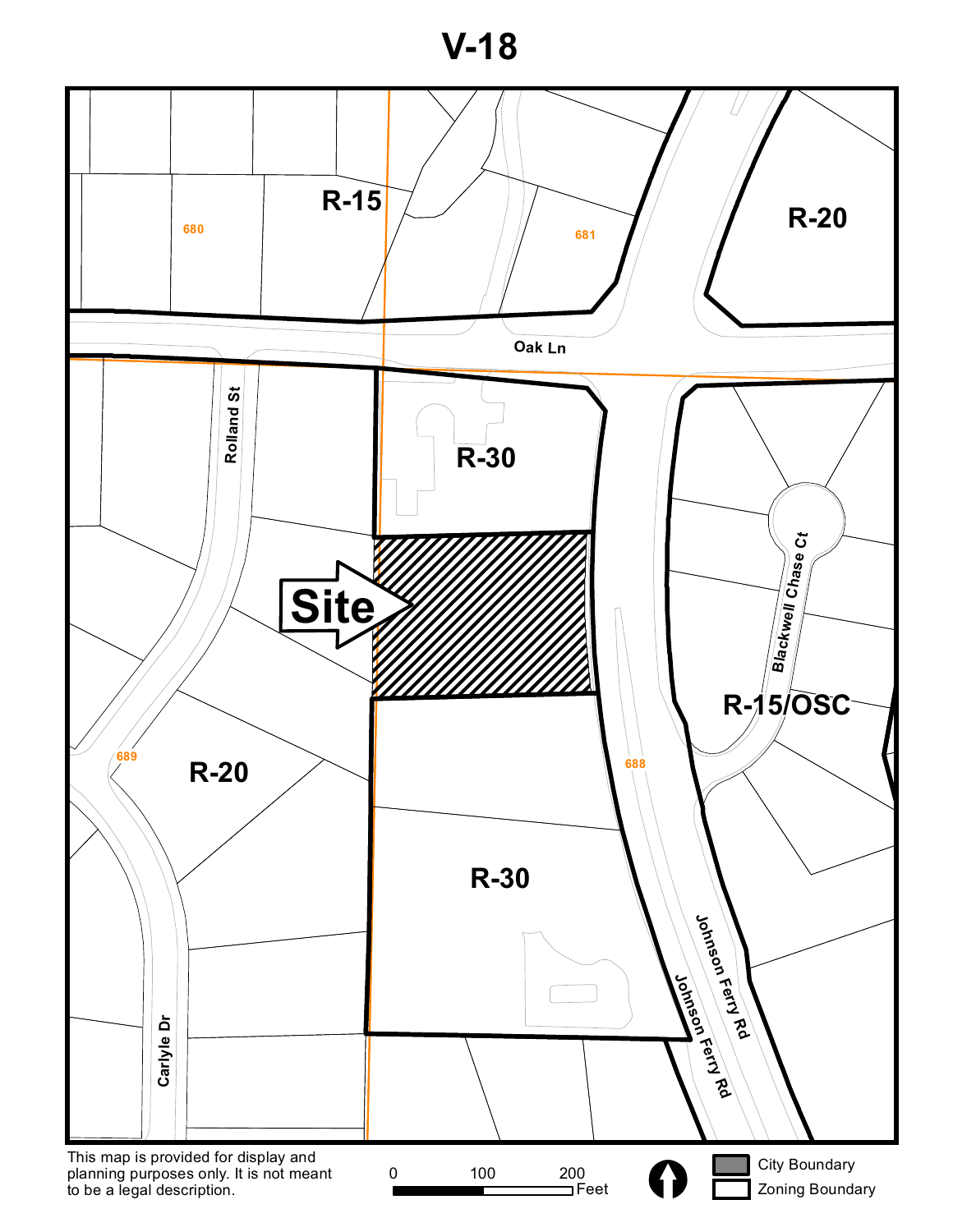# V-18

R-15

680

681

R-20

Oak Ln

Rolland St

R-30

Site

Blackwell Chase Ct

R-15/OSC

689

R-20

688

R-30

Johnson Ferry Rd

Johnson Ferry Rd

Carlyle Dr

This map is provided for display and planning purposes only. It is not meant to be a legal description.

0 100 200 Feet

City Boundary

Zoning Boundary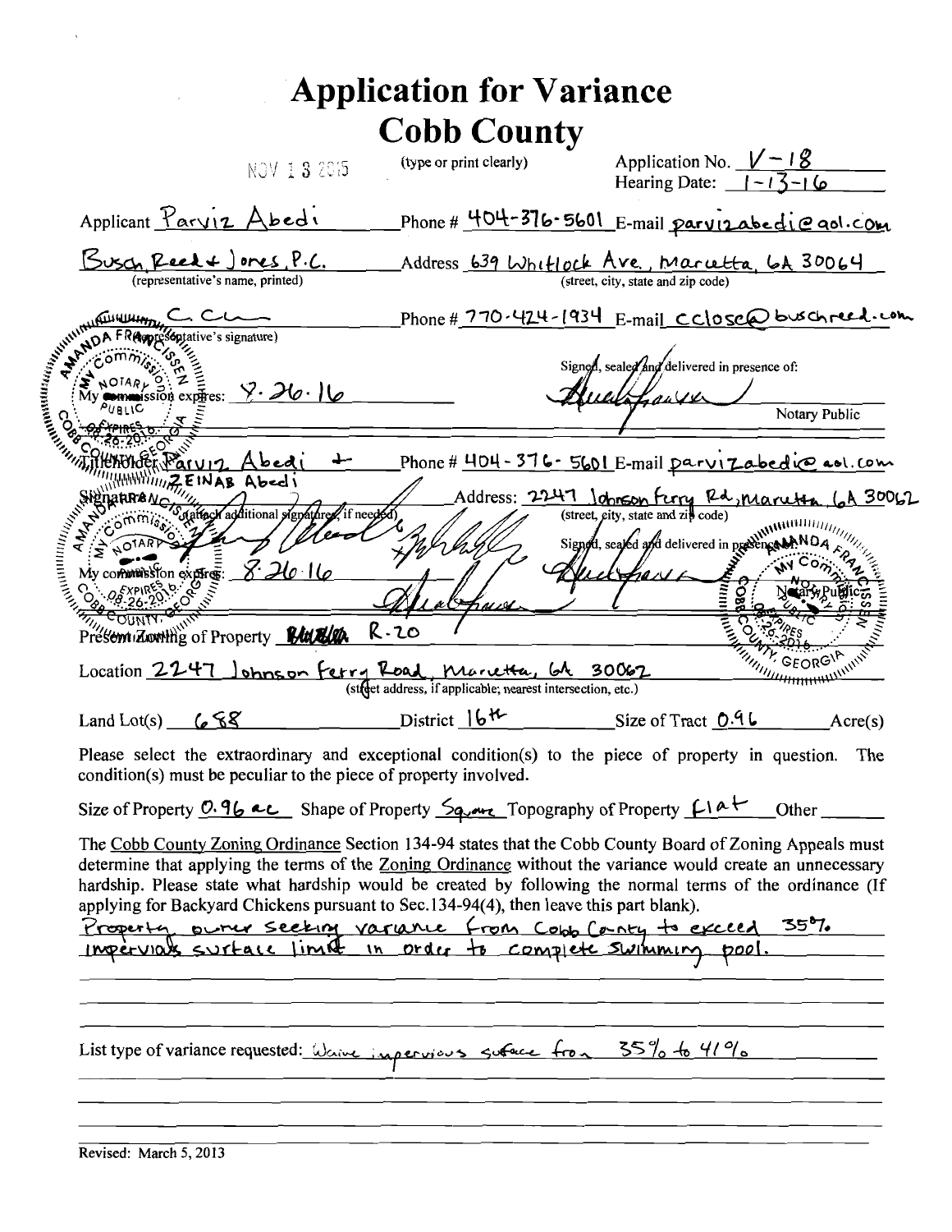# Application for Variance

# Cobb County

NOV 1 3 2015

(type or print clearly)

Application No. V-18
Hearing Date: 1-13-16

Applicant Parviz Abedi Phone # 404-376-5601 E-mail parvizabedi@aol.com

Busch, Reed + Jones, P.C. Address 639 Whitlock Ave., Marietta, GA 30064
(representative's name, printed) (street, city, state and zip code)

C. Cl— Phone # 770-424-1934 E-mail cclose@buschreed.com
(representative's signature)

My commission expires: 8.26.16

Signed, sealed and delivered in presence of:

Notary Public

Titleholder Parviz Abedi + ZEINAB Abedi Phone # 404-376-5601 E-mail parvizabedi@aol.com

Signature (attach additional signatures, if needed) Address: 2247 Johnson Ferry Rd, Marietta, GA 30062
(street, city, state and zip code)

Signed, sealed and delivered in presence of:

My commission expires: 8.26.16

Present Zoning of Property R-20

Location 2247 Johnson Ferry Road, Marietta, GA 30062
(street address, if applicable; nearest intersection, etc.)

Land Lot(s) 688 District 16th Size of Tract 0.96 Acre(s)

Please select the extraordinary and exceptional condition(s) to the piece of property in question. The condition(s) must be peculiar to the piece of property involved.

Size of Property 0.96 ac Shape of Property Square Topography of Property Flat Other ______

The Cobb County Zoning Ordinance Section 134-94 states that the Cobb County Board of Zoning Appeals must determine that applying the terms of the Zoning Ordinance without the variance would create an unnecessary hardship. Please state what hardship would be created by following the normal terms of the ordinance (If applying for Backyard Chickens pursuant to Sec.134-94(4), then leave this part blank).

Property owner seeking variance from Cobb County to exceed 35% impervious surface limit in order to complete swimming pool.

List type of variance requested: Waive impervious surface from 35% to 41%

Revised: March 5, 2013